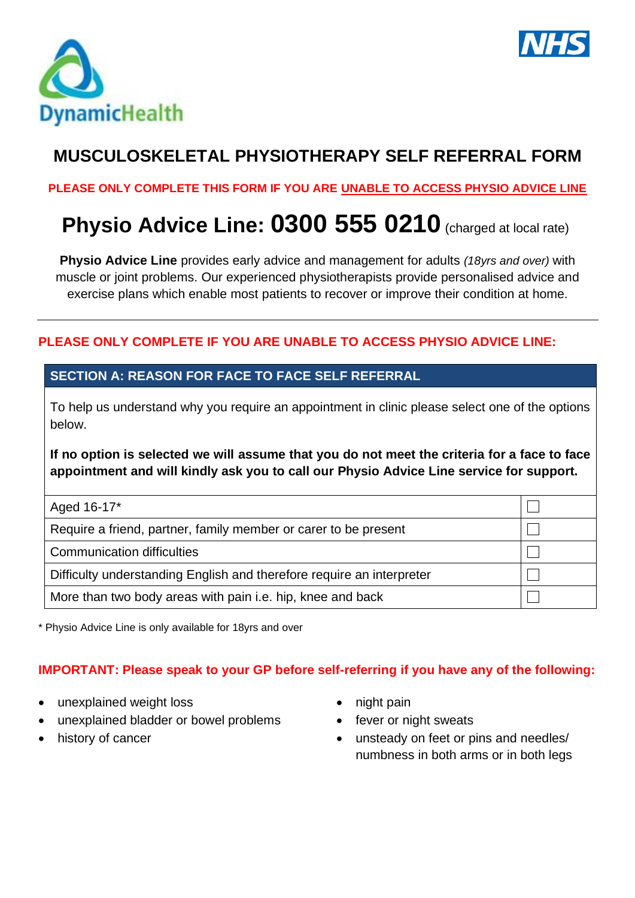DynamicHealth

NHS

# MUSCULOSKELETAL PHYSIOTHERAPY SELF REFERRAL FORM

**PLEASE ONLY COMPLETE THIS FORM IF YOU ARE UNABLE TO ACCESS PHYSIO ADVICE LINE**

## Physio Advice Line: 0300 555 0210 (charged at local rate)

**Physio Advice Line** provides early advice and management for adults *(18yrs and over)* with muscle or joint problems. Our experienced physiotherapists provide personalised advice and exercise plans which enable most patients to recover or improve their condition at home.

---

**PLEASE ONLY COMPLETE IF YOU ARE UNABLE TO ACCESS PHYSIO ADVICE LINE:**

### SECTION A: REASON FOR FACE TO FACE SELF REFERRAL

To help us understand why you require an appointment in clinic please select one of the options below.

**If no option is selected we will assume that you do not meet the criteria for a face to face appointment and will kindly ask you to call our Physio Advice Line service for support.**

| | |
|---|---|
| Aged 16-17* | ☐ |
| Require a friend, partner, family member or carer to be present | ☐ |
| Communication difficulties | ☐ |
| Difficulty understanding English and therefore require an interpreter | ☐ |
| More than two body areas with pain i.e. hip, knee and back | ☐ |

\* Physio Advice Line is only available for 18yrs and over

**IMPORTANT: Please speak to your GP before self-referring if you have any of the following:**

- unexplained weight loss
- unexplained bladder or bowel problems
- history of cancer
- night pain
- fever or night sweats
- unsteady on feet or pins and needles/ numbness in both arms or in both legs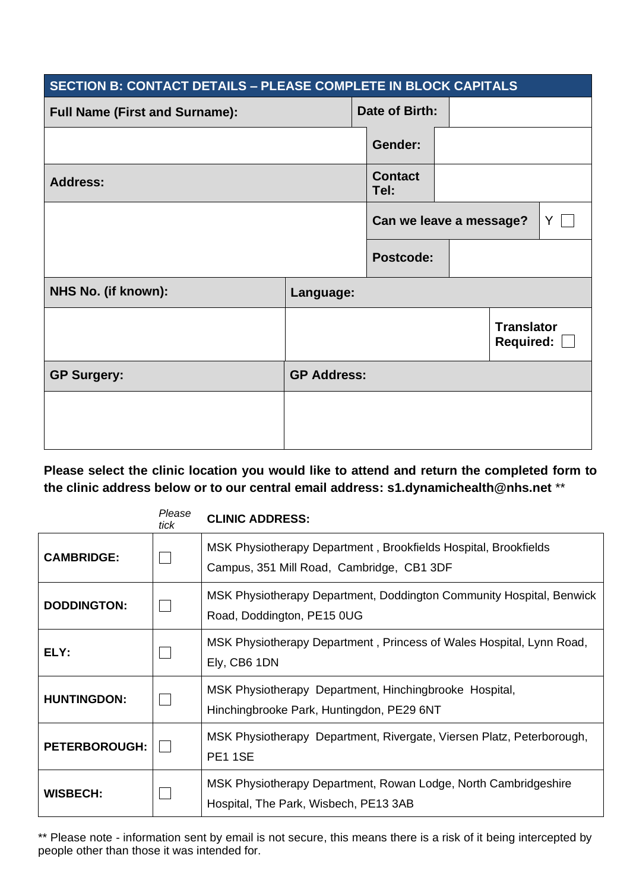## SECTION B: CONTACT DETAILS – PLEASE COMPLETE IN BLOCK CAPITALS

| | | | |
|---|---|---|---|
| **Full Name (First and Surname):** | | **Date of Birth:** | |
| | | **Gender:** | |
| **Address:** | | **Contact Tel:** | |
| | | **Can we leave a message?** | Y ☐ |
| | | **Postcode:** | |
| **NHS No. (if known):** | **Language:** | | |
| | | **Translator Required:** ☐ | |
| **GP Surgery:** | **GP Address:** | | |
| | | | |

**Please select the clinic location you would like to attend and return the completed form to the clinic address below or to our central email address: s1.dynamichealth@nhs.net** **

| | *Please tick* | **CLINIC ADDRESS:** |
|---|---|---|
| **CAMBRIDGE:** | ☐ | MSK Physiotherapy Department , Brookfields Hospital, Brookfields Campus, 351 Mill Road, Cambridge, CB1 3DF |
| **DODDINGTON:** | ☐ | MSK Physiotherapy Department, Doddington Community Hospital, Benwick Road, Doddington, PE15 0UG |
| **ELY:** | ☐ | MSK Physiotherapy Department , Princess of Wales Hospital, Lynn Road, Ely, CB6 1DN |
| **HUNTINGDON:** | ☐ | MSK Physiotherapy Department, Hinchingbrooke Hospital, Hinchingbrooke Park, Huntingdon, PE29 6NT |
| **PETERBOROUGH:** | ☐ | MSK Physiotherapy Department, Rivergate, Viersen Platz, Peterborough, PE1 1SE |
| **WISBECH:** | ☐ | MSK Physiotherapy Department, Rowan Lodge, North Cambridgeshire Hospital, The Park, Wisbech, PE13 3AB |

** Please note - information sent by email is not secure, this means there is a risk of it being intercepted by people other than those it was intended for.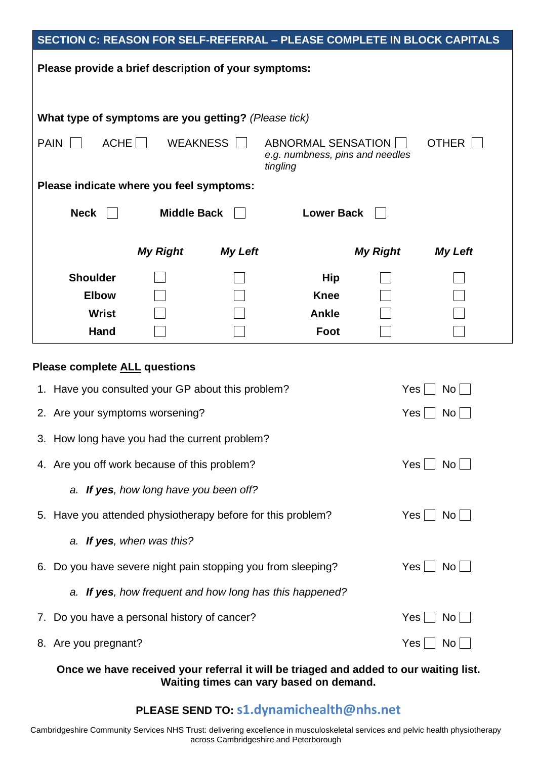## SECTION C: REASON FOR SELF-REFERRAL – PLEASE COMPLETE IN BLOCK CAPITALS

**Please provide a brief description of your symptoms:**

**What type of symptoms are you getting?** *(Please tick)*

PAIN ☐ ACHE ☐ WEAKNESS ☐ ABNORMAL SENSATION ☐ *e.g. numbness, pins and needles tingling* OTHER ☐

**Please indicate where you feel symptoms:**

**Neck** ☐ **Middle Back** ☐ **Lower Back** ☐

| | *My Right* | *My Left* | | *My Right* | *My Left* |
|---|---|---|---|---|---|
| **Shoulder** | ☐ | ☐ | **Hip** | ☐ | ☐ |
| **Elbow** | ☐ | ☐ | **Knee** | ☐ | ☐ |
| **Wrist** | ☐ | ☐ | **Ankle** | ☐ | ☐ |
| **Hand** | ☐ | ☐ | **Foot** | ☐ | ☐ |

**Please complete ALL questions**

1. Have you consulted your GP about this problem? Yes ☐ No ☐
2. Are your symptoms worsening? Yes ☐ No ☐
3. How long have you had the current problem?
4. Are you off work because of this problem? Yes ☐ No ☐
   a. ***If yes**, how long have you been off?*
5. Have you attended physiotherapy before for this problem? Yes ☐ No ☐
   a. ***If yes**, when was this?*
6. Do you have severe night pain stopping you from sleeping? Yes ☐ No ☐
   a. ***If yes**, how frequent and how long has this happened?*
7. Do you have a personal history of cancer? Yes ☐ No ☐
8. Are you pregnant? Yes ☐ No ☐

**Once we have received your referral it will be triaged and added to our waiting list. Waiting times can vary based on demand.**

**PLEASE SEND TO: s1.dynamichealth@nhs.net**

Cambridgeshire Community Services NHS Trust: delivering excellence in musculoskeletal services and pelvic health physiotherapy across Cambridgeshire and Peterborough